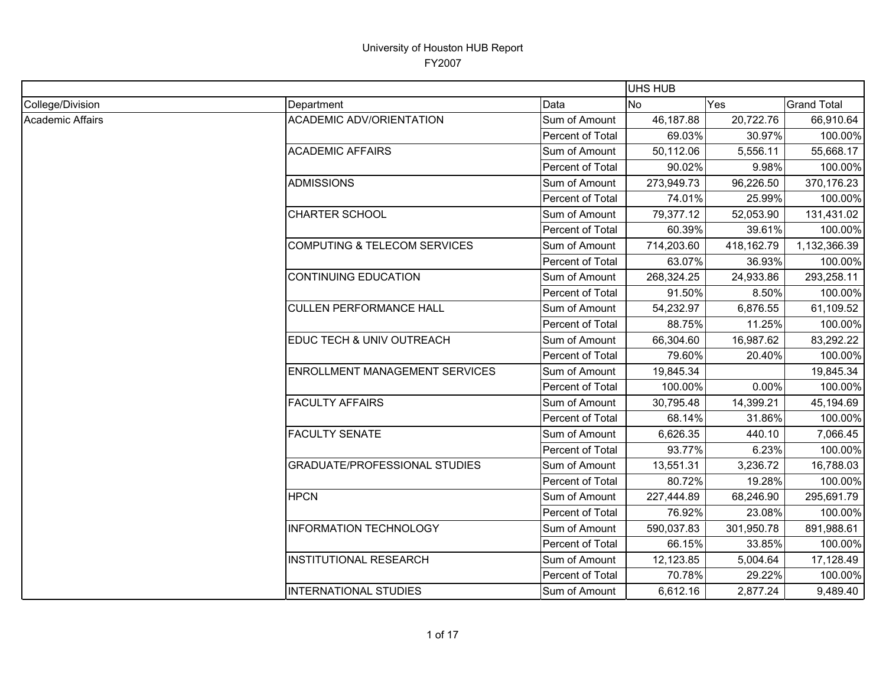# University of Houston HUB Report
## FY2007

| | | | UHS HUB | | |
|---|---|---|---|---|---|
| College/Division | Department | Data | No | Yes | Grand Total |
| Academic Affairs | ACADEMIC ADV/ORIENTATION | Sum of Amount | 46,187.88 | 20,722.76 | 66,910.64 |
| | | Percent of Total | 69.03% | 30.97% | 100.00% |
| | ACADEMIC AFFAIRS | Sum of Amount | 50,112.06 | 5,556.11 | 55,668.17 |
| | | Percent of Total | 90.02% | 9.98% | 100.00% |
| | ADMISSIONS | Sum of Amount | 273,949.73 | 96,226.50 | 370,176.23 |
| | | Percent of Total | 74.01% | 25.99% | 100.00% |
| | CHARTER SCHOOL | Sum of Amount | 79,377.12 | 52,053.90 | 131,431.02 |
| | | Percent of Total | 60.39% | 39.61% | 100.00% |
| | COMPUTING & TELECOM SERVICES | Sum of Amount | 714,203.60 | 418,162.79 | 1,132,366.39 |
| | | Percent of Total | 63.07% | 36.93% | 100.00% |
| | CONTINUING EDUCATION | Sum of Amount | 268,324.25 | 24,933.86 | 293,258.11 |
| | | Percent of Total | 91.50% | 8.50% | 100.00% |
| | CULLEN PERFORMANCE HALL | Sum of Amount | 54,232.97 | 6,876.55 | 61,109.52 |
| | | Percent of Total | 88.75% | 11.25% | 100.00% |
| | EDUC TECH & UNIV OUTREACH | Sum of Amount | 66,304.60 | 16,987.62 | 83,292.22 |
| | | Percent of Total | 79.60% | 20.40% | 100.00% |
| | ENROLLMENT MANAGEMENT SERVICES | Sum of Amount | 19,845.34 | | 19,845.34 |
| | | Percent of Total | 100.00% | 0.00% | 100.00% |
| | FACULTY AFFAIRS | Sum of Amount | 30,795.48 | 14,399.21 | 45,194.69 |
| | | Percent of Total | 68.14% | 31.86% | 100.00% |
| | FACULTY SENATE | Sum of Amount | 6,626.35 | 440.10 | 7,066.45 |
| | | Percent of Total | 93.77% | 6.23% | 100.00% |
| | GRADUATE/PROFESSIONAL STUDIES | Sum of Amount | 13,551.31 | 3,236.72 | 16,788.03 |
| | | Percent of Total | 80.72% | 19.28% | 100.00% |
| | HPCN | Sum of Amount | 227,444.89 | 68,246.90 | 295,691.79 |
| | | Percent of Total | 76.92% | 23.08% | 100.00% |
| | INFORMATION TECHNOLOGY | Sum of Amount | 590,037.83 | 301,950.78 | 891,988.61 |
| | | Percent of Total | 66.15% | 33.85% | 100.00% |
| | INSTITUTIONAL RESEARCH | Sum of Amount | 12,123.85 | 5,004.64 | 17,128.49 |
| | | Percent of Total | 70.78% | 29.22% | 100.00% |
| | INTERNATIONAL STUDIES | Sum of Amount | 6,612.16 | 2,877.24 | 9,489.40 |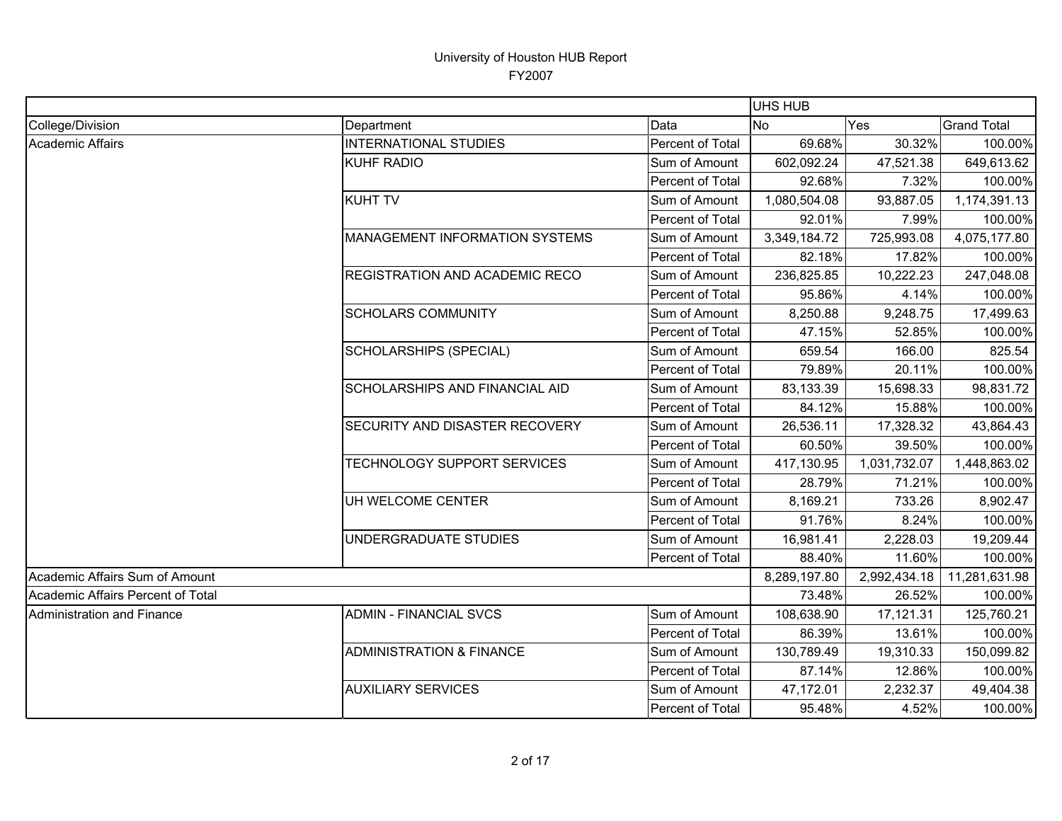University of Houston HUB Report
FY2007

| | | | UHS HUB | | |
|---|---|---|---|---|---|
| College/Division | Department | Data | No | Yes | Grand Total |
| Academic Affairs | INTERNATIONAL STUDIES | Percent of Total | 69.68% | 30.32% | 100.00% |
| | KUHF RADIO | Sum of Amount | 602,092.24 | 47,521.38 | 649,613.62 |
| | | Percent of Total | 92.68% | 7.32% | 100.00% |
| | KUHT TV | Sum of Amount | 1,080,504.08 | 93,887.05 | 1,174,391.13 |
| | | Percent of Total | 92.01% | 7.99% | 100.00% |
| | MANAGEMENT INFORMATION SYSTEMS | Sum of Amount | 3,349,184.72 | 725,993.08 | 4,075,177.80 |
| | | Percent of Total | 82.18% | 17.82% | 100.00% |
| | REGISTRATION AND ACADEMIC RECO | Sum of Amount | 236,825.85 | 10,222.23 | 247,048.08 |
| | | Percent of Total | 95.86% | 4.14% | 100.00% |
| | SCHOLARS COMMUNITY | Sum of Amount | 8,250.88 | 9,248.75 | 17,499.63 |
| | | Percent of Total | 47.15% | 52.85% | 100.00% |
| | SCHOLARSHIPS (SPECIAL) | Sum of Amount | 659.54 | 166.00 | 825.54 |
| | | Percent of Total | 79.89% | 20.11% | 100.00% |
| | SCHOLARSHIPS AND FINANCIAL AID | Sum of Amount | 83,133.39 | 15,698.33 | 98,831.72 |
| | | Percent of Total | 84.12% | 15.88% | 100.00% |
| | SECURITY AND DISASTER RECOVERY | Sum of Amount | 26,536.11 | 17,328.32 | 43,864.43 |
| | | Percent of Total | 60.50% | 39.50% | 100.00% |
| | TECHNOLOGY SUPPORT SERVICES | Sum of Amount | 417,130.95 | 1,031,732.07 | 1,448,863.02 |
| | | Percent of Total | 28.79% | 71.21% | 100.00% |
| | UH WELCOME CENTER | Sum of Amount | 8,169.21 | 733.26 | 8,902.47 |
| | | Percent of Total | 91.76% | 8.24% | 100.00% |
| | UNDERGRADUATE STUDIES | Sum of Amount | 16,981.41 | 2,228.03 | 19,209.44 |
| | | Percent of Total | 88.40% | 11.60% | 100.00% |
| Academic Affairs Sum of Amount | | | 8,289,197.80 | 2,992,434.18 | 11,281,631.98 |
| Academic Affairs Percent of Total | | | 73.48% | 26.52% | 100.00% |
| Administration and Finance | ADMIN - FINANCIAL SVCS | Sum of Amount | 108,638.90 | 17,121.31 | 125,760.21 |
| | | Percent of Total | 86.39% | 13.61% | 100.00% |
| | ADMINISTRATION & FINANCE | Sum of Amount | 130,789.49 | 19,310.33 | 150,099.82 |
| | | Percent of Total | 87.14% | 12.86% | 100.00% |
| | AUXILIARY SERVICES | Sum of Amount | 47,172.01 | 2,232.37 | 49,404.38 |
| | | Percent of Total | 95.48% | 4.52% | 100.00% |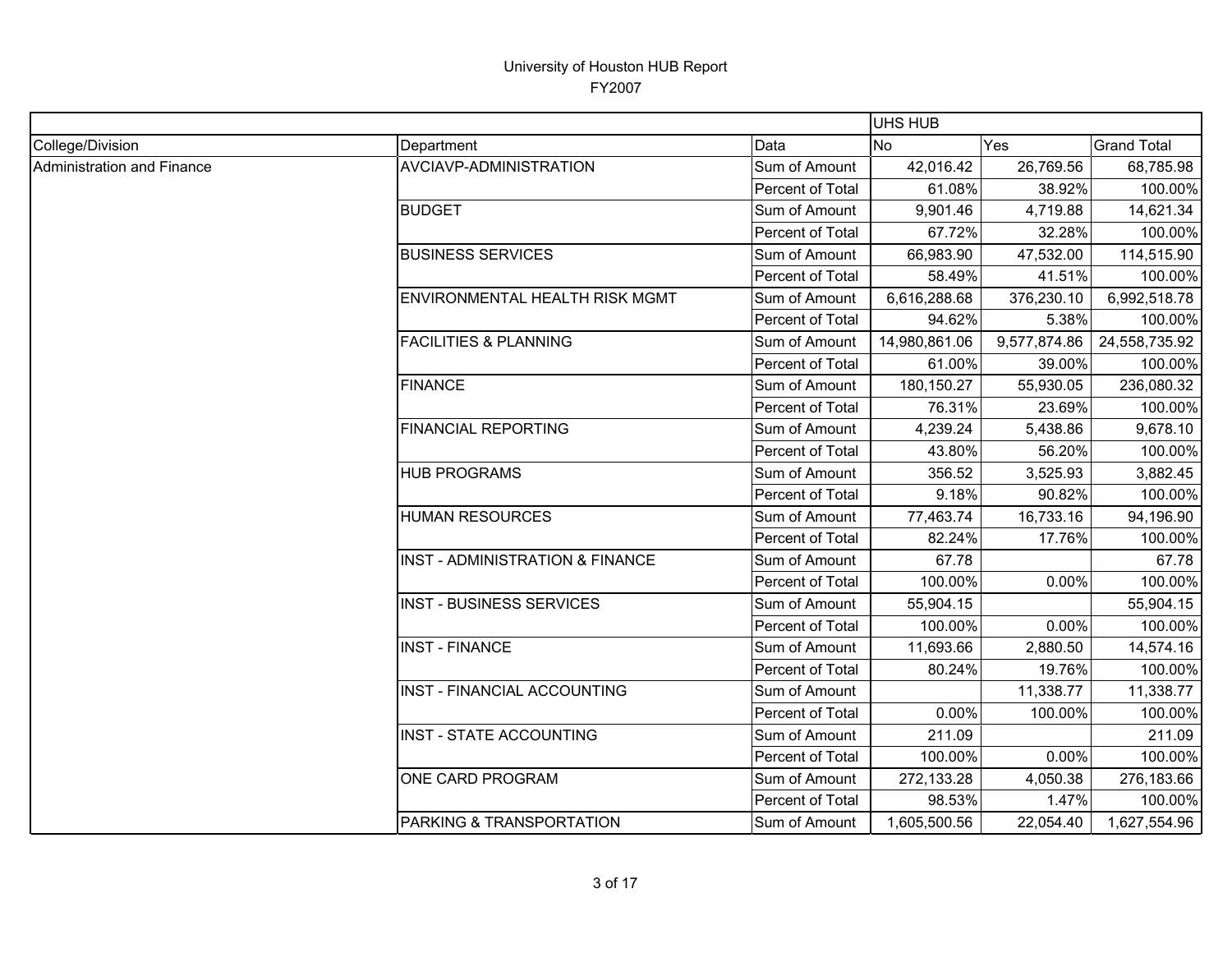University of Houston HUB Report
FY2007

| | | | UHS HUB | | |
|---|---|---|---|---|---|
| College/Division | Department | Data | No | Yes | Grand Total |
| Administration and Finance | AVCIAVP-ADMINISTRATION | Sum of Amount | 42,016.42 | 26,769.56 | 68,785.98 |
| | | Percent of Total | 61.08% | 38.92% | 100.00% |
| | BUDGET | Sum of Amount | 9,901.46 | 4,719.88 | 14,621.34 |
| | | Percent of Total | 67.72% | 32.28% | 100.00% |
| | BUSINESS SERVICES | Sum of Amount | 66,983.90 | 47,532.00 | 114,515.90 |
| | | Percent of Total | 58.49% | 41.51% | 100.00% |
| | ENVIRONMENTAL HEALTH RISK MGMT | Sum of Amount | 6,616,288.68 | 376,230.10 | 6,992,518.78 |
| | | Percent of Total | 94.62% | 5.38% | 100.00% |
| | FACILITIES & PLANNING | Sum of Amount | 14,980,861.06 | 9,577,874.86 | 24,558,735.92 |
| | | Percent of Total | 61.00% | 39.00% | 100.00% |
| | FINANCE | Sum of Amount | 180,150.27 | 55,930.05 | 236,080.32 |
| | | Percent of Total | 76.31% | 23.69% | 100.00% |
| | FINANCIAL REPORTING | Sum of Amount | 4,239.24 | 5,438.86 | 9,678.10 |
| | | Percent of Total | 43.80% | 56.20% | 100.00% |
| | HUB PROGRAMS | Sum of Amount | 356.52 | 3,525.93 | 3,882.45 |
| | | Percent of Total | 9.18% | 90.82% | 100.00% |
| | HUMAN RESOURCES | Sum of Amount | 77,463.74 | 16,733.16 | 94,196.90 |
| | | Percent of Total | 82.24% | 17.76% | 100.00% |
| | INST - ADMINISTRATION & FINANCE | Sum of Amount | 67.78 | | 67.78 |
| | | Percent of Total | 100.00% | 0.00% | 100.00% |
| | INST - BUSINESS SERVICES | Sum of Amount | 55,904.15 | | 55,904.15 |
| | | Percent of Total | 100.00% | 0.00% | 100.00% |
| | INST - FINANCE | Sum of Amount | 11,693.66 | 2,880.50 | 14,574.16 |
| | | Percent of Total | 80.24% | 19.76% | 100.00% |
| | INST - FINANCIAL ACCOUNTING | Sum of Amount | | 11,338.77 | 11,338.77 |
| | | Percent of Total | 0.00% | 100.00% | 100.00% |
| | INST - STATE ACCOUNTING | Sum of Amount | 211.09 | | 211.09 |
| | | Percent of Total | 100.00% | 0.00% | 100.00% |
| | ONE CARD PROGRAM | Sum of Amount | 272,133.28 | 4,050.38 | 276,183.66 |
| | | Percent of Total | 98.53% | 1.47% | 100.00% |
| | PARKING & TRANSPORTATION | Sum of Amount | 1,605,500.56 | 22,054.40 | 1,627,554.96 |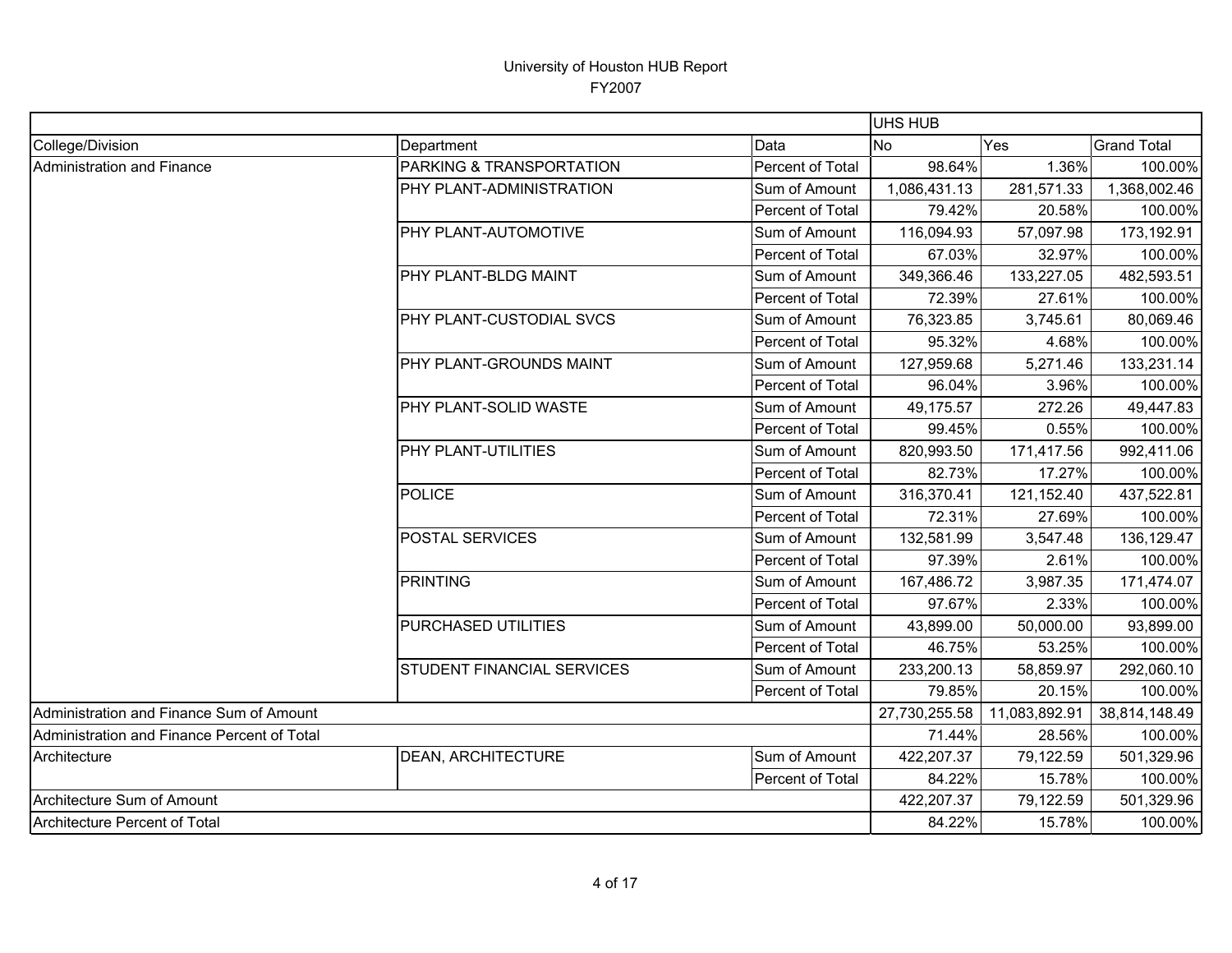# University of Houston HUB Report
## FY2007

| | | | UHS HUB | | |
|---|---|---|---|---|---|
| College/Division | Department | Data | No | Yes | Grand Total |
| Administration and Finance | PARKING & TRANSPORTATION | Percent of Total | 98.64% | 1.36% | 100.00% |
| | PHY PLANT-ADMINISTRATION | Sum of Amount | 1,086,431.13 | 281,571.33 | 1,368,002.46 |
| | | Percent of Total | 79.42% | 20.58% | 100.00% |
| | PHY PLANT-AUTOMOTIVE | Sum of Amount | 116,094.93 | 57,097.98 | 173,192.91 |
| | | Percent of Total | 67.03% | 32.97% | 100.00% |
| | PHY PLANT-BLDG MAINT | Sum of Amount | 349,366.46 | 133,227.05 | 482,593.51 |
| | | Percent of Total | 72.39% | 27.61% | 100.00% |
| | PHY PLANT-CUSTODIAL SVCS | Sum of Amount | 76,323.85 | 3,745.61 | 80,069.46 |
| | | Percent of Total | 95.32% | 4.68% | 100.00% |
| | PHY PLANT-GROUNDS MAINT | Sum of Amount | 127,959.68 | 5,271.46 | 133,231.14 |
| | | Percent of Total | 96.04% | 3.96% | 100.00% |
| | PHY PLANT-SOLID WASTE | Sum of Amount | 49,175.57 | 272.26 | 49,447.83 |
| | | Percent of Total | 99.45% | 0.55% | 100.00% |
| | PHY PLANT-UTILITIES | Sum of Amount | 820,993.50 | 171,417.56 | 992,411.06 |
| | | Percent of Total | 82.73% | 17.27% | 100.00% |
| | POLICE | Sum of Amount | 316,370.41 | 121,152.40 | 437,522.81 |
| | | Percent of Total | 72.31% | 27.69% | 100.00% |
| | POSTAL SERVICES | Sum of Amount | 132,581.99 | 3,547.48 | 136,129.47 |
| | | Percent of Total | 97.39% | 2.61% | 100.00% |
| | PRINTING | Sum of Amount | 167,486.72 | 3,987.35 | 171,474.07 |
| | | Percent of Total | 97.67% | 2.33% | 100.00% |
| | PURCHASED UTILITIES | Sum of Amount | 43,899.00 | 50,000.00 | 93,899.00 |
| | | Percent of Total | 46.75% | 53.25% | 100.00% |
| | STUDENT FINANCIAL SERVICES | Sum of Amount | 233,200.13 | 58,859.97 | 292,060.10 |
| | | Percent of Total | 79.85% | 20.15% | 100.00% |
| Administration and Finance Sum of Amount | | | 27,730,255.58 | 11,083,892.91 | 38,814,148.49 |
| Administration and Finance Percent of Total | | | 71.44% | 28.56% | 100.00% |
| Architecture | DEAN, ARCHITECTURE | Sum of Amount | 422,207.37 | 79,122.59 | 501,329.96 |
| | | Percent of Total | 84.22% | 15.78% | 100.00% |
| Architecture Sum of Amount | | | 422,207.37 | 79,122.59 | 501,329.96 |
| Architecture Percent of Total | | | 84.22% | 15.78% | 100.00% |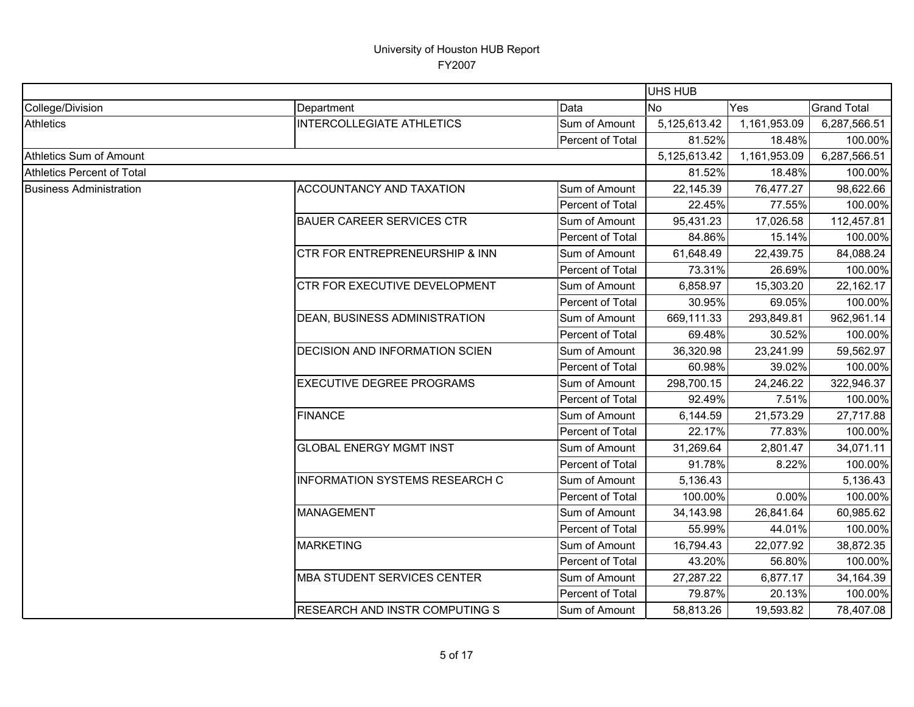# University of Houston HUB Report

## FY2007

| | | | UHS HUB | | |
|---|---|---|---|---|---|
| College/Division | Department | Data | No | Yes | Grand Total |
| Athletics | INTERCOLLEGIATE ATHLETICS | Sum of Amount | 5,125,613.42 | 1,161,953.09 | 6,287,566.51 |
| | | Percent of Total | 81.52% | 18.48% | 100.00% |
| Athletics Sum of Amount | | | 5,125,613.42 | 1,161,953.09 | 6,287,566.51 |
| Athletics Percent of Total | | | 81.52% | 18.48% | 100.00% |
| Business Administration | ACCOUNTANCY AND TAXATION | Sum of Amount | 22,145.39 | 76,477.27 | 98,622.66 |
| | | Percent of Total | 22.45% | 77.55% | 100.00% |
| | BAUER CAREER SERVICES CTR | Sum of Amount | 95,431.23 | 17,026.58 | 112,457.81 |
| | | Percent of Total | 84.86% | 15.14% | 100.00% |
| | CTR FOR ENTREPRENEURSHIP & INN | Sum of Amount | 61,648.49 | 22,439.75 | 84,088.24 |
| | | Percent of Total | 73.31% | 26.69% | 100.00% |
| | CTR FOR EXECUTIVE DEVELOPMENT | Sum of Amount | 6,858.97 | 15,303.20 | 22,162.17 |
| | | Percent of Total | 30.95% | 69.05% | 100.00% |
| | DEAN, BUSINESS ADMINISTRATION | Sum of Amount | 669,111.33 | 293,849.81 | 962,961.14 |
| | | Percent of Total | 69.48% | 30.52% | 100.00% |
| | DECISION AND INFORMATION SCIEN | Sum of Amount | 36,320.98 | 23,241.99 | 59,562.97 |
| | | Percent of Total | 60.98% | 39.02% | 100.00% |
| | EXECUTIVE DEGREE PROGRAMS | Sum of Amount | 298,700.15 | 24,246.22 | 322,946.37 |
| | | Percent of Total | 92.49% | 7.51% | 100.00% |
| | FINANCE | Sum of Amount | 6,144.59 | 21,573.29 | 27,717.88 |
| | | Percent of Total | 22.17% | 77.83% | 100.00% |
| | GLOBAL ENERGY MGMT INST | Sum of Amount | 31,269.64 | 2,801.47 | 34,071.11 |
| | | Percent of Total | 91.78% | 8.22% | 100.00% |
| | INFORMATION SYSTEMS RESEARCH C | Sum of Amount | 5,136.43 | | 5,136.43 |
| | | Percent of Total | 100.00% | 0.00% | 100.00% |
| | MANAGEMENT | Sum of Amount | 34,143.98 | 26,841.64 | 60,985.62 |
| | | Percent of Total | 55.99% | 44.01% | 100.00% |
| | MARKETING | Sum of Amount | 16,794.43 | 22,077.92 | 38,872.35 |
| | | Percent of Total | 43.20% | 56.80% | 100.00% |
| | MBA STUDENT SERVICES CENTER | Sum of Amount | 27,287.22 | 6,877.17 | 34,164.39 |
| | | Percent of Total | 79.87% | 20.13% | 100.00% |
| | RESEARCH AND INSTR COMPUTING S | Sum of Amount | 58,813.26 | 19,593.82 | 78,407.08 |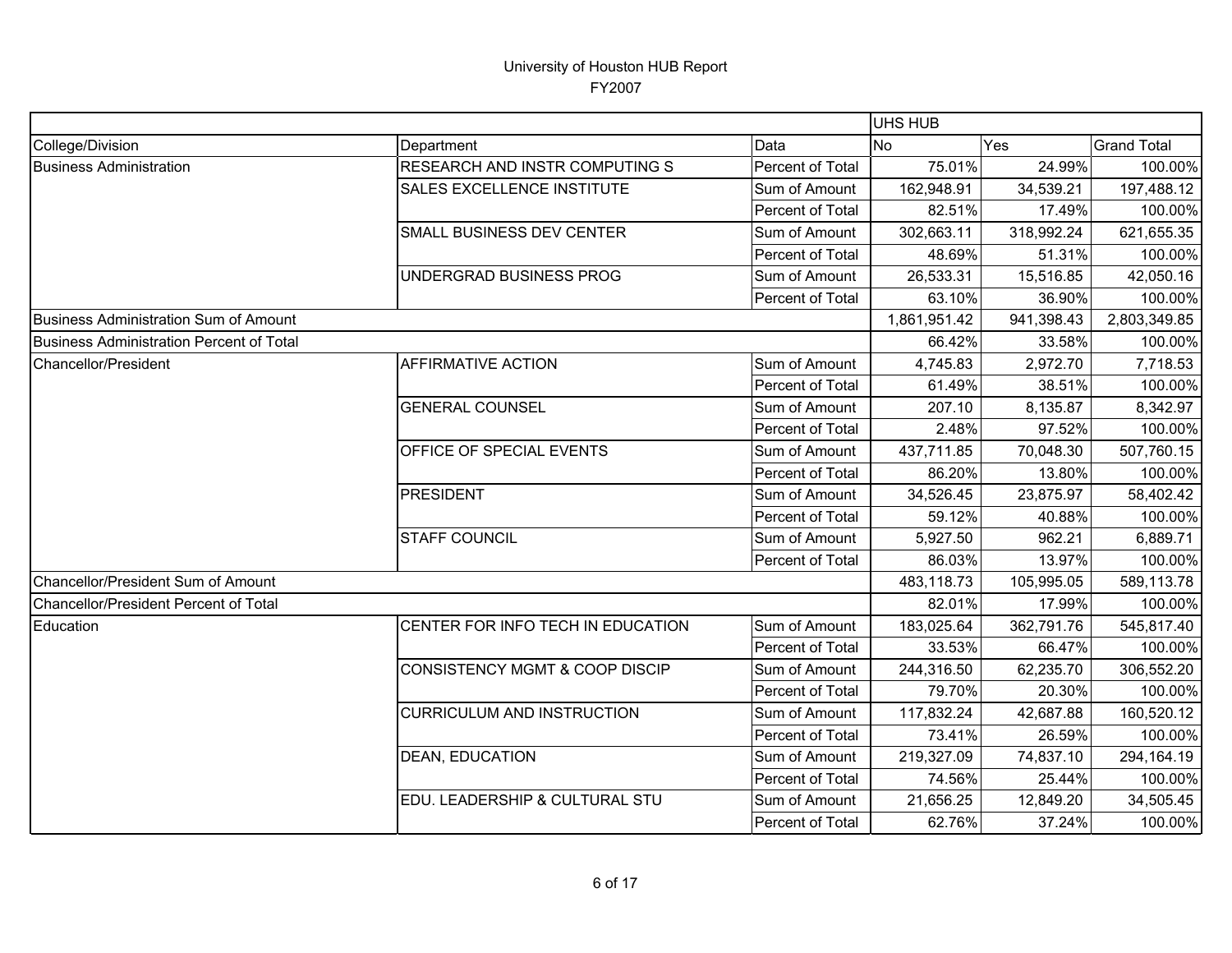University of Houston HUB Report
FY2007

| | | | UHS HUB | | |
|---|---|---|---|---|---|
| College/Division | Department | Data | No | Yes | Grand Total |
| Business Administration | RESEARCH AND INSTR COMPUTING S | Percent of Total | 75.01% | 24.99% | 100.00% |
| | SALES EXCELLENCE INSTITUTE | Sum of Amount | 162,948.91 | 34,539.21 | 197,488.12 |
| | | Percent of Total | 82.51% | 17.49% | 100.00% |
| | SMALL BUSINESS DEV CENTER | Sum of Amount | 302,663.11 | 318,992.24 | 621,655.35 |
| | | Percent of Total | 48.69% | 51.31% | 100.00% |
| | UNDERGRAD BUSINESS PROG | Sum of Amount | 26,533.31 | 15,516.85 | 42,050.16 |
| | | Percent of Total | 63.10% | 36.90% | 100.00% |
| Business Administration Sum of Amount | | | 1,861,951.42 | 941,398.43 | 2,803,349.85 |
| Business Administration Percent of Total | | | 66.42% | 33.58% | 100.00% |
| Chancellor/President | AFFIRMATIVE ACTION | Sum of Amount | 4,745.83 | 2,972.70 | 7,718.53 |
| | | Percent of Total | 61.49% | 38.51% | 100.00% |
| | GENERAL COUNSEL | Sum of Amount | 207.10 | 8,135.87 | 8,342.97 |
| | | Percent of Total | 2.48% | 97.52% | 100.00% |
| | OFFICE OF SPECIAL EVENTS | Sum of Amount | 437,711.85 | 70,048.30 | 507,760.15 |
| | | Percent of Total | 86.20% | 13.80% | 100.00% |
| | PRESIDENT | Sum of Amount | 34,526.45 | 23,875.97 | 58,402.42 |
| | | Percent of Total | 59.12% | 40.88% | 100.00% |
| | STAFF COUNCIL | Sum of Amount | 5,927.50 | 962.21 | 6,889.71 |
| | | Percent of Total | 86.03% | 13.97% | 100.00% |
| Chancellor/President Sum of Amount | | | 483,118.73 | 105,995.05 | 589,113.78 |
| Chancellor/President Percent of Total | | | 82.01% | 17.99% | 100.00% |
| Education | CENTER FOR INFO TECH IN EDUCATION | Sum of Amount | 183,025.64 | 362,791.76 | 545,817.40 |
| | | Percent of Total | 33.53% | 66.47% | 100.00% |
| | CONSISTENCY MGMT & COOP DISCIP | Sum of Amount | 244,316.50 | 62,235.70 | 306,552.20 |
| | | Percent of Total | 79.70% | 20.30% | 100.00% |
| | CURRICULUM AND INSTRUCTION | Sum of Amount | 117,832.24 | 42,687.88 | 160,520.12 |
| | | Percent of Total | 73.41% | 26.59% | 100.00% |
| | DEAN, EDUCATION | Sum of Amount | 219,327.09 | 74,837.10 | 294,164.19 |
| | | Percent of Total | 74.56% | 25.44% | 100.00% |
| | EDU. LEADERSHIP & CULTURAL STU | Sum of Amount | 21,656.25 | 12,849.20 | 34,505.45 |
| | | Percent of Total | 62.76% | 37.24% | 100.00% |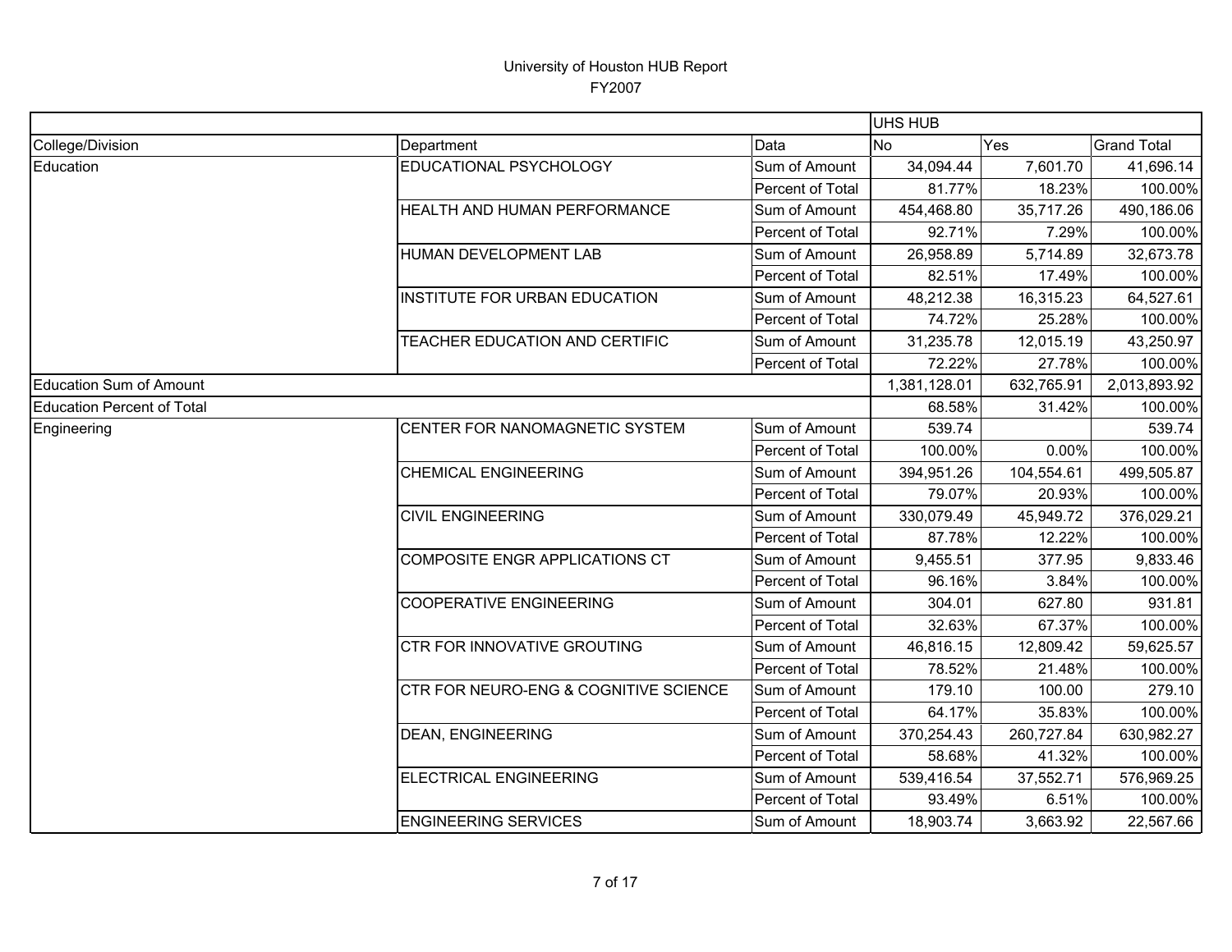# University of Houston HUB Report
FY2007

| | | | UHS HUB | | |
|---|---|---|---|---|---|
| College/Division | Department | Data | No | Yes | Grand Total |
| Education | EDUCATIONAL PSYCHOLOGY | Sum of Amount | 34,094.44 | 7,601.70 | 41,696.14 |
| | | Percent of Total | 81.77% | 18.23% | 100.00% |
| | HEALTH AND HUMAN PERFORMANCE | Sum of Amount | 454,468.80 | 35,717.26 | 490,186.06 |
| | | Percent of Total | 92.71% | 7.29% | 100.00% |
| | HUMAN DEVELOPMENT LAB | Sum of Amount | 26,958.89 | 5,714.89 | 32,673.78 |
| | | Percent of Total | 82.51% | 17.49% | 100.00% |
| | INSTITUTE FOR URBAN EDUCATION | Sum of Amount | 48,212.38 | 16,315.23 | 64,527.61 |
| | | Percent of Total | 74.72% | 25.28% | 100.00% |
| | TEACHER EDUCATION AND CERTIFIC | Sum of Amount | 31,235.78 | 12,015.19 | 43,250.97 |
| | | Percent of Total | 72.22% | 27.78% | 100.00% |
| Education Sum of Amount | | | 1,381,128.01 | 632,765.91 | 2,013,893.92 |
| Education Percent of Total | | | 68.58% | 31.42% | 100.00% |
| Engineering | CENTER FOR NANOMAGNETIC SYSTEM | Sum of Amount | 539.74 | | 539.74 |
| | | Percent of Total | 100.00% | 0.00% | 100.00% |
| | CHEMICAL ENGINEERING | Sum of Amount | 394,951.26 | 104,554.61 | 499,505.87 |
| | | Percent of Total | 79.07% | 20.93% | 100.00% |
| | CIVIL ENGINEERING | Sum of Amount | 330,079.49 | 45,949.72 | 376,029.21 |
| | | Percent of Total | 87.78% | 12.22% | 100.00% |
| | COMPOSITE ENGR APPLICATIONS CT | Sum of Amount | 9,455.51 | 377.95 | 9,833.46 |
| | | Percent of Total | 96.16% | 3.84% | 100.00% |
| | COOPERATIVE ENGINEERING | Sum of Amount | 304.01 | 627.80 | 931.81 |
| | | Percent of Total | 32.63% | 67.37% | 100.00% |
| | CTR FOR INNOVATIVE GROUTING | Sum of Amount | 46,816.15 | 12,809.42 | 59,625.57 |
| | | Percent of Total | 78.52% | 21.48% | 100.00% |
| | CTR FOR NEURO-ENG & COGNITIVE SCIENCE | Sum of Amount | 179.10 | 100.00 | 279.10 |
| | | Percent of Total | 64.17% | 35.83% | 100.00% |
| | DEAN, ENGINEERING | Sum of Amount | 370,254.43 | 260,727.84 | 630,982.27 |
| | | Percent of Total | 58.68% | 41.32% | 100.00% |
| | ELECTRICAL ENGINEERING | Sum of Amount | 539,416.54 | 37,552.71 | 576,969.25 |
| | | Percent of Total | 93.49% | 6.51% | 100.00% |
| | ENGINEERING SERVICES | Sum of Amount | 18,903.74 | 3,663.92 | 22,567.66 |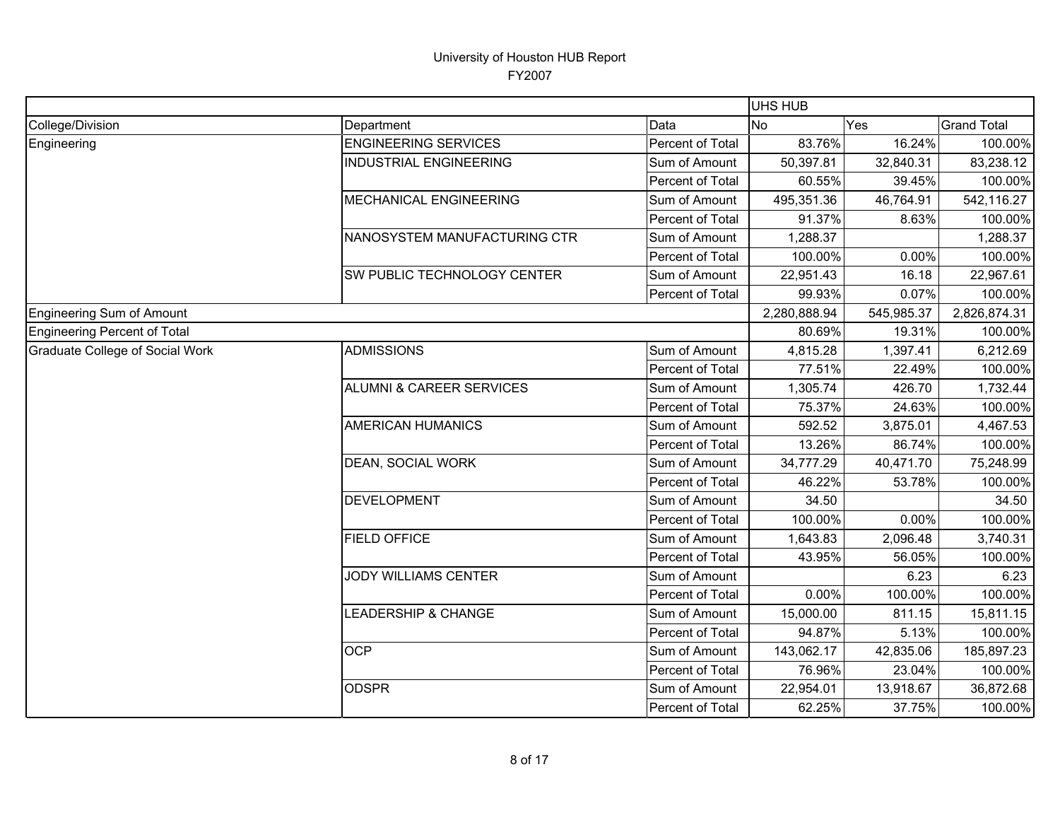# University of Houston HUB Report

FY2007

| | | | UHS HUB | | |
|---|---|---|---|---|---|
| College/Division | Department | Data | No | Yes | Grand Total |
| Engineering | ENGINEERING SERVICES | Percent of Total | 83.76% | 16.24% | 100.00% |
| | INDUSTRIAL ENGINEERING | Sum of Amount | 50,397.81 | 32,840.31 | 83,238.12 |
| | | Percent of Total | 60.55% | 39.45% | 100.00% |
| | MECHANICAL ENGINEERING | Sum of Amount | 495,351.36 | 46,764.91 | 542,116.27 |
| | | Percent of Total | 91.37% | 8.63% | 100.00% |
| | NANOSYSTEM MANUFACTURING CTR | Sum of Amount | 1,288.37 | | 1,288.37 |
| | | Percent of Total | 100.00% | 0.00% | 100.00% |
| | SW PUBLIC TECHNOLOGY CENTER | Sum of Amount | 22,951.43 | 16.18 | 22,967.61 |
| | | Percent of Total | 99.93% | 0.07% | 100.00% |
| Engineering Sum of Amount | | | 2,280,888.94 | 545,985.37 | 2,826,874.31 |
| Engineering Percent of Total | | | 80.69% | 19.31% | 100.00% |
| Graduate College of Social Work | ADMISSIONS | Sum of Amount | 4,815.28 | 1,397.41 | 6,212.69 |
| | | Percent of Total | 77.51% | 22.49% | 100.00% |
| | ALUMNI & CAREER SERVICES | Sum of Amount | 1,305.74 | 426.70 | 1,732.44 |
| | | Percent of Total | 75.37% | 24.63% | 100.00% |
| | AMERICAN HUMANICS | Sum of Amount | 592.52 | 3,875.01 | 4,467.53 |
| | | Percent of Total | 13.26% | 86.74% | 100.00% |
| | DEAN, SOCIAL WORK | Sum of Amount | 34,777.29 | 40,471.70 | 75,248.99 |
| | | Percent of Total | 46.22% | 53.78% | 100.00% |
| | DEVELOPMENT | Sum of Amount | 34.50 | | 34.50 |
| | | Percent of Total | 100.00% | 0.00% | 100.00% |
| | FIELD OFFICE | Sum of Amount | 1,643.83 | 2,096.48 | 3,740.31 |
| | | Percent of Total | 43.95% | 56.05% | 100.00% |
| | JODY WILLIAMS CENTER | Sum of Amount | | 6.23 | 6.23 |
| | | Percent of Total | 0.00% | 100.00% | 100.00% |
| | LEADERSHIP & CHANGE | Sum of Amount | 15,000.00 | 811.15 | 15,811.15 |
| | | Percent of Total | 94.87% | 5.13% | 100.00% |
| | OCP | Sum of Amount | 143,062.17 | 42,835.06 | 185,897.23 |
| | | Percent of Total | 76.96% | 23.04% | 100.00% |
| | ODSPR | Sum of Amount | 22,954.01 | 13,918.67 | 36,872.68 |
| | | Percent of Total | 62.25% | 37.75% | 100.00% |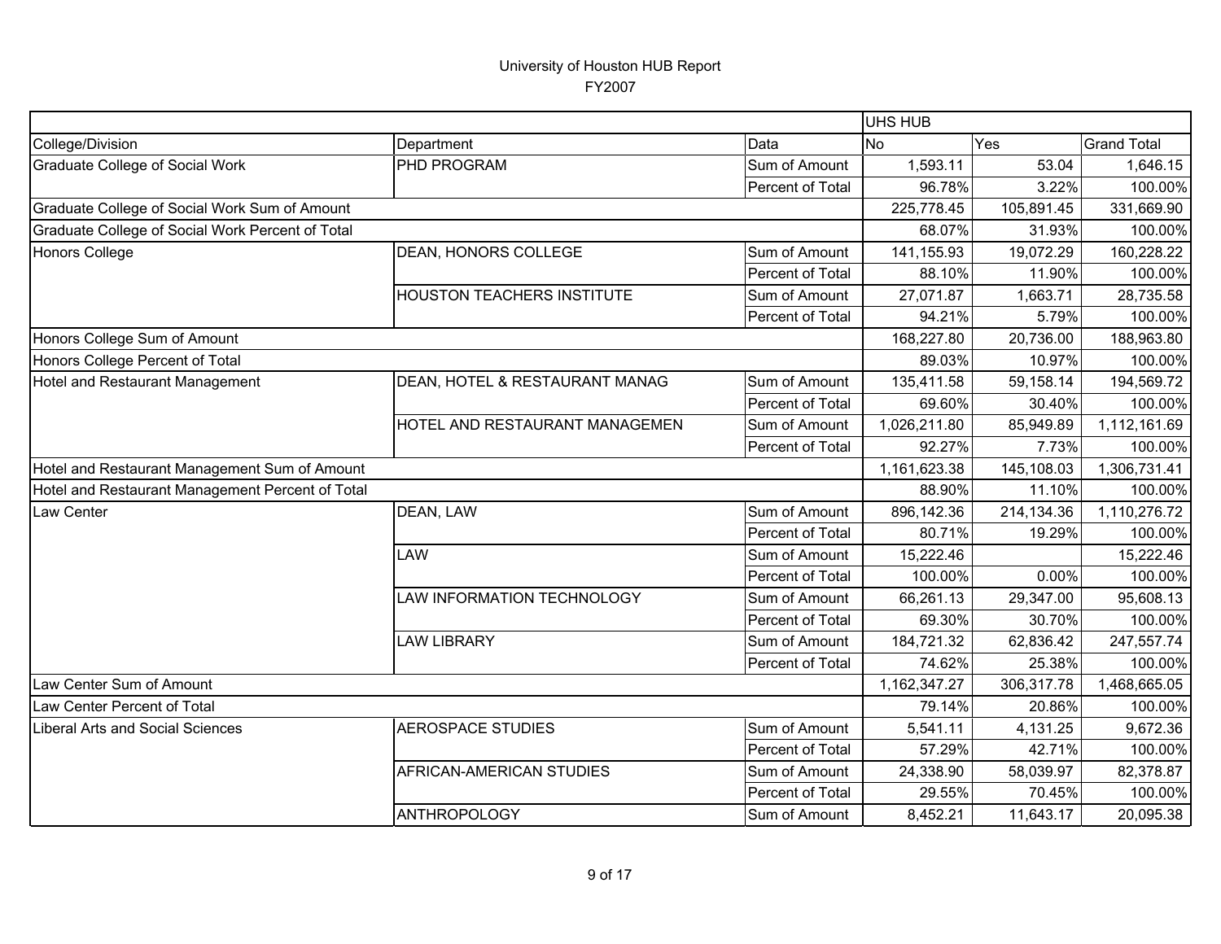# University of Houston HUB Report
## FY2007

| | | | UHS HUB | | |
|---|---|---|---|---|---|
| College/Division | Department | Data | No | Yes | Grand Total |
| Graduate College of Social Work | PHD PROGRAM | Sum of Amount | 1,593.11 | 53.04 | 1,646.15 |
| | | Percent of Total | 96.78% | 3.22% | 100.00% |
| Graduate College of Social Work Sum of Amount | | | 225,778.45 | 105,891.45 | 331,669.90 |
| Graduate College of Social Work Percent of Total | | | 68.07% | 31.93% | 100.00% |
| Honors College | DEAN, HONORS COLLEGE | Sum of Amount | 141,155.93 | 19,072.29 | 160,228.22 |
| | | Percent of Total | 88.10% | 11.90% | 100.00% |
| | HOUSTON TEACHERS INSTITUTE | Sum of Amount | 27,071.87 | 1,663.71 | 28,735.58 |
| | | Percent of Total | 94.21% | 5.79% | 100.00% |
| Honors College Sum of Amount | | | 168,227.80 | 20,736.00 | 188,963.80 |
| Honors College Percent of Total | | | 89.03% | 10.97% | 100.00% |
| Hotel and Restaurant Management | DEAN, HOTEL & RESTAURANT MANAG | Sum of Amount | 135,411.58 | 59,158.14 | 194,569.72 |
| | | Percent of Total | 69.60% | 30.40% | 100.00% |
| | HOTEL AND RESTAURANT MANAGEMEN | Sum of Amount | 1,026,211.80 | 85,949.89 | 1,112,161.69 |
| | | Percent of Total | 92.27% | 7.73% | 100.00% |
| Hotel and Restaurant Management Sum of Amount | | | 1,161,623.38 | 145,108.03 | 1,306,731.41 |
| Hotel and Restaurant Management Percent of Total | | | 88.90% | 11.10% | 100.00% |
| Law Center | DEAN, LAW | Sum of Amount | 896,142.36 | 214,134.36 | 1,110,276.72 |
| | | Percent of Total | 80.71% | 19.29% | 100.00% |
| | LAW | Sum of Amount | 15,222.46 | | 15,222.46 |
| | | Percent of Total | 100.00% | 0.00% | 100.00% |
| | LAW INFORMATION TECHNOLOGY | Sum of Amount | 66,261.13 | 29,347.00 | 95,608.13 |
| | | Percent of Total | 69.30% | 30.70% | 100.00% |
| | LAW LIBRARY | Sum of Amount | 184,721.32 | 62,836.42 | 247,557.74 |
| | | Percent of Total | 74.62% | 25.38% | 100.00% |
| Law Center Sum of Amount | | | 1,162,347.27 | 306,317.78 | 1,468,665.05 |
| Law Center Percent of Total | | | 79.14% | 20.86% | 100.00% |
| Liberal Arts and Social Sciences | AEROSPACE STUDIES | Sum of Amount | 5,541.11 | 4,131.25 | 9,672.36 |
| | | Percent of Total | 57.29% | 42.71% | 100.00% |
| | AFRICAN-AMERICAN STUDIES | Sum of Amount | 24,338.90 | 58,039.97 | 82,378.87 |
| | | Percent of Total | 29.55% | 70.45% | 100.00% |
| | ANTHROPOLOGY | Sum of Amount | 8,452.21 | 11,643.17 | 20,095.38 |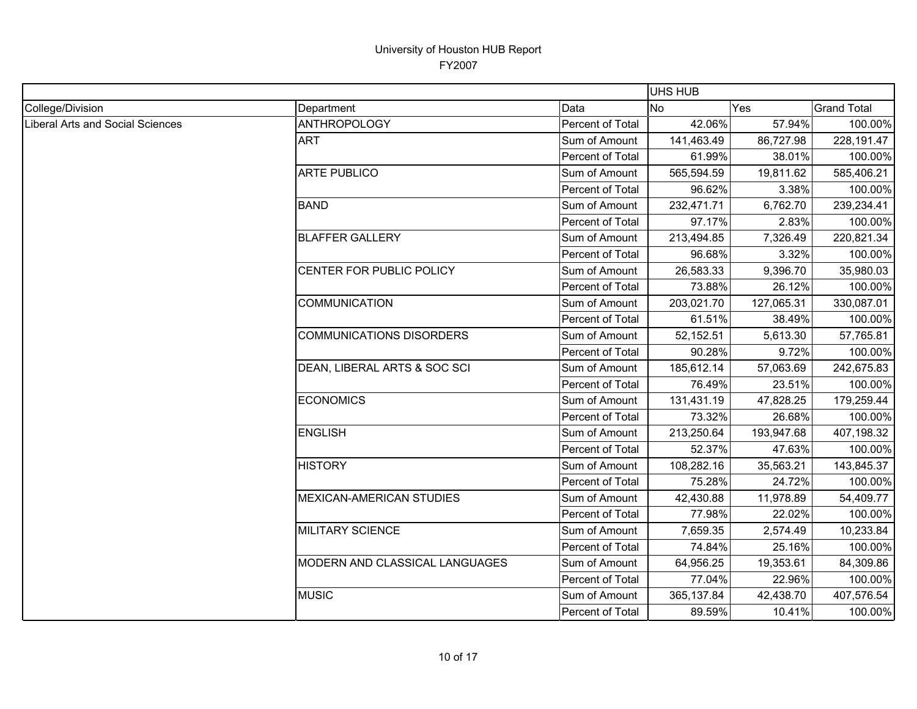# University of Houston HUB Report
## FY2007

| | | | UHS HUB | | |
|---|---|---|---|---|---|
| College/Division | Department | Data | No | Yes | Grand Total |
| Liberal Arts and Social Sciences | ANTHROPOLOGY | Percent of Total | 42.06% | 57.94% | 100.00% |
| | ART | Sum of Amount | 141,463.49 | 86,727.98 | 228,191.47 |
| | | Percent of Total | 61.99% | 38.01% | 100.00% |
| | ARTE PUBLICO | Sum of Amount | 565,594.59 | 19,811.62 | 585,406.21 |
| | | Percent of Total | 96.62% | 3.38% | 100.00% |
| | BAND | Sum of Amount | 232,471.71 | 6,762.70 | 239,234.41 |
| | | Percent of Total | 97.17% | 2.83% | 100.00% |
| | BLAFFER GALLERY | Sum of Amount | 213,494.85 | 7,326.49 | 220,821.34 |
| | | Percent of Total | 96.68% | 3.32% | 100.00% |
| | CENTER FOR PUBLIC POLICY | Sum of Amount | 26,583.33 | 9,396.70 | 35,980.03 |
| | | Percent of Total | 73.88% | 26.12% | 100.00% |
| | COMMUNICATION | Sum of Amount | 203,021.70 | 127,065.31 | 330,087.01 |
| | | Percent of Total | 61.51% | 38.49% | 100.00% |
| | COMMUNICATIONS DISORDERS | Sum of Amount | 52,152.51 | 5,613.30 | 57,765.81 |
| | | Percent of Total | 90.28% | 9.72% | 100.00% |
| | DEAN, LIBERAL ARTS & SOC SCI | Sum of Amount | 185,612.14 | 57,063.69 | 242,675.83 |
| | | Percent of Total | 76.49% | 23.51% | 100.00% |
| | ECONOMICS | Sum of Amount | 131,431.19 | 47,828.25 | 179,259.44 |
| | | Percent of Total | 73.32% | 26.68% | 100.00% |
| | ENGLISH | Sum of Amount | 213,250.64 | 193,947.68 | 407,198.32 |
| | | Percent of Total | 52.37% | 47.63% | 100.00% |
| | HISTORY | Sum of Amount | 108,282.16 | 35,563.21 | 143,845.37 |
| | | Percent of Total | 75.28% | 24.72% | 100.00% |
| | MEXICAN-AMERICAN STUDIES | Sum of Amount | 42,430.88 | 11,978.89 | 54,409.77 |
| | | Percent of Total | 77.98% | 22.02% | 100.00% |
| | MILITARY SCIENCE | Sum of Amount | 7,659.35 | 2,574.49 | 10,233.84 |
| | | Percent of Total | 74.84% | 25.16% | 100.00% |
| | MODERN AND CLASSICAL LANGUAGES | Sum of Amount | 64,956.25 | 19,353.61 | 84,309.86 |
| | | Percent of Total | 77.04% | 22.96% | 100.00% |
| | MUSIC | Sum of Amount | 365,137.84 | 42,438.70 | 407,576.54 |
| | | Percent of Total | 89.59% | 10.41% | 100.00% |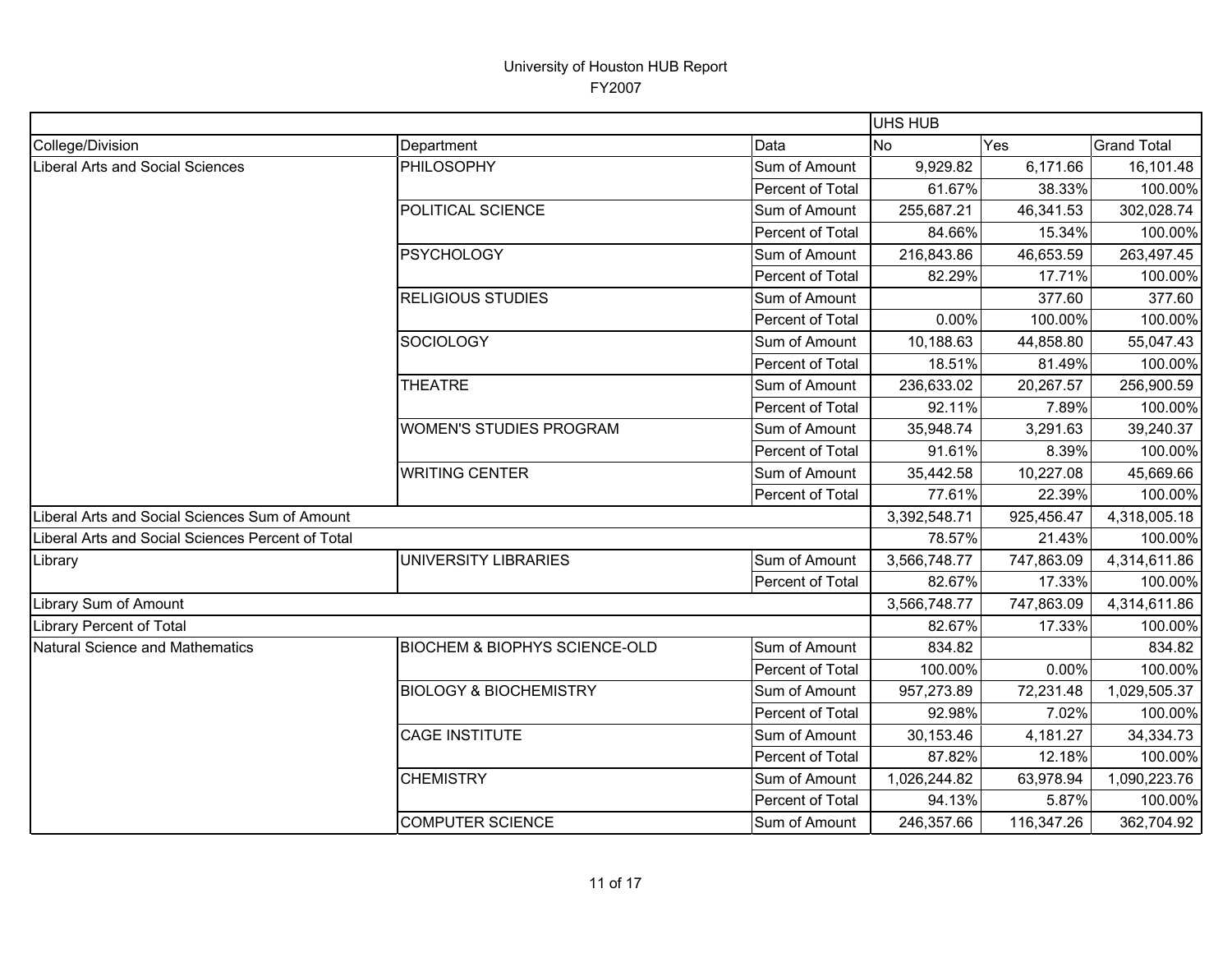# University of Houston HUB Report
## FY2007

| | | | UHS HUB | | |
|---|---|---|---|---|---|
| College/Division | Department | Data | No | Yes | Grand Total |
| Liberal Arts and Social Sciences | PHILOSOPHY | Sum of Amount | 9,929.82 | 6,171.66 | 16,101.48 |
| | | Percent of Total | 61.67% | 38.33% | 100.00% |
| | POLITICAL SCIENCE | Sum of Amount | 255,687.21 | 46,341.53 | 302,028.74 |
| | | Percent of Total | 84.66% | 15.34% | 100.00% |
| | PSYCHOLOGY | Sum of Amount | 216,843.86 | 46,653.59 | 263,497.45 |
| | | Percent of Total | 82.29% | 17.71% | 100.00% |
| | RELIGIOUS STUDIES | Sum of Amount | | 377.60 | 377.60 |
| | | Percent of Total | 0.00% | 100.00% | 100.00% |
| | SOCIOLOGY | Sum of Amount | 10,188.63 | 44,858.80 | 55,047.43 |
| | | Percent of Total | 18.51% | 81.49% | 100.00% |
| | THEATRE | Sum of Amount | 236,633.02 | 20,267.57 | 256,900.59 |
| | | Percent of Total | 92.11% | 7.89% | 100.00% |
| | WOMEN'S STUDIES PROGRAM | Sum of Amount | 35,948.74 | 3,291.63 | 39,240.37 |
| | | Percent of Total | 91.61% | 8.39% | 100.00% |
| | WRITING CENTER | Sum of Amount | 35,442.58 | 10,227.08 | 45,669.66 |
| | | Percent of Total | 77.61% | 22.39% | 100.00% |
| Liberal Arts and Social Sciences Sum of Amount | | | 3,392,548.71 | 925,456.47 | 4,318,005.18 |
| Liberal Arts and Social Sciences Percent of Total | | | 78.57% | 21.43% | 100.00% |
| Library | UNIVERSITY LIBRARIES | Sum of Amount | 3,566,748.77 | 747,863.09 | 4,314,611.86 |
| | | Percent of Total | 82.67% | 17.33% | 100.00% |
| Library Sum of Amount | | | 3,566,748.77 | 747,863.09 | 4,314,611.86 |
| Library Percent of Total | | | 82.67% | 17.33% | 100.00% |
| Natural Science and Mathematics | BIOCHEM & BIOPHYS SCIENCE-OLD | Sum of Amount | 834.82 | | 834.82 |
| | | Percent of Total | 100.00% | 0.00% | 100.00% |
| | BIOLOGY & BIOCHEMISTRY | Sum of Amount | 957,273.89 | 72,231.48 | 1,029,505.37 |
| | | Percent of Total | 92.98% | 7.02% | 100.00% |
| | CAGE INSTITUTE | Sum of Amount | 30,153.46 | 4,181.27 | 34,334.73 |
| | | Percent of Total | 87.82% | 12.18% | 100.00% |
| | CHEMISTRY | Sum of Amount | 1,026,244.82 | 63,978.94 | 1,090,223.76 |
| | | Percent of Total | 94.13% | 5.87% | 100.00% |
| | COMPUTER SCIENCE | Sum of Amount | 246,357.66 | 116,347.26 | 362,704.92 |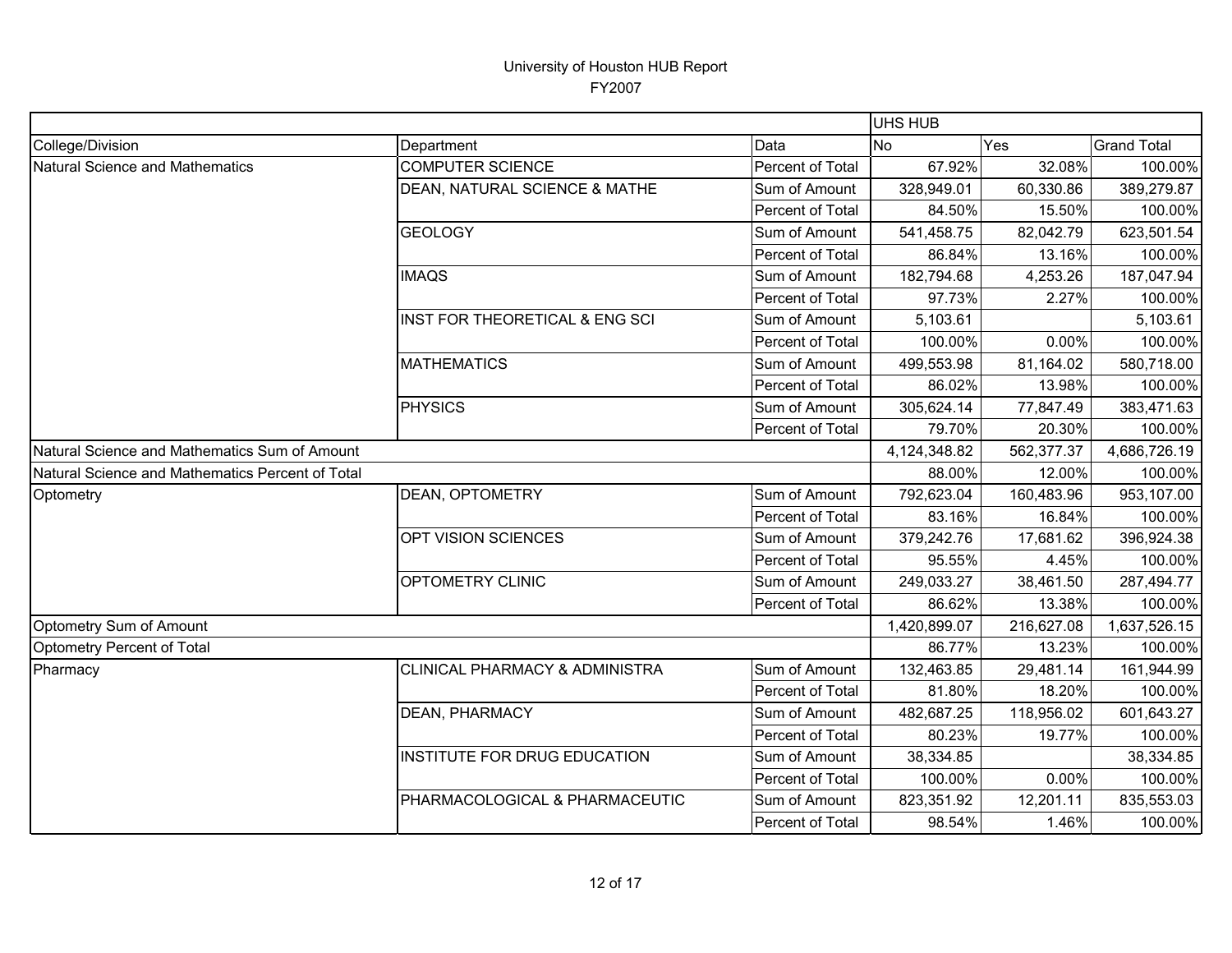# University of Houston HUB Report
## FY2007

| | | | UHS HUB | | |
|---|---|---|---|---|---|
| College/Division | Department | Data | No | Yes | Grand Total |
| Natural Science and Mathematics | COMPUTER SCIENCE | Percent of Total | 67.92% | 32.08% | 100.00% |
| | DEAN, NATURAL SCIENCE & MATHE | Sum of Amount | 328,949.01 | 60,330.86 | 389,279.87 |
| | | Percent of Total | 84.50% | 15.50% | 100.00% |
| | GEOLOGY | Sum of Amount | 541,458.75 | 82,042.79 | 623,501.54 |
| | | Percent of Total | 86.84% | 13.16% | 100.00% |
| | IMAQS | Sum of Amount | 182,794.68 | 4,253.26 | 187,047.94 |
| | | Percent of Total | 97.73% | 2.27% | 100.00% |
| | INST FOR THEORETICAL & ENG SCI | Sum of Amount | 5,103.61 | | 5,103.61 |
| | | Percent of Total | 100.00% | 0.00% | 100.00% |
| | MATHEMATICS | Sum of Amount | 499,553.98 | 81,164.02 | 580,718.00 |
| | | Percent of Total | 86.02% | 13.98% | 100.00% |
| | PHYSICS | Sum of Amount | 305,624.14 | 77,847.49 | 383,471.63 |
| | | Percent of Total | 79.70% | 20.30% | 100.00% |
| Natural Science and Mathematics Sum of Amount | | | 4,124,348.82 | 562,377.37 | 4,686,726.19 |
| Natural Science and Mathematics Percent of Total | | | 88.00% | 12.00% | 100.00% |
| Optometry | DEAN, OPTOMETRY | Sum of Amount | 792,623.04 | 160,483.96 | 953,107.00 |
| | | Percent of Total | 83.16% | 16.84% | 100.00% |
| | OPT VISION SCIENCES | Sum of Amount | 379,242.76 | 17,681.62 | 396,924.38 |
| | | Percent of Total | 95.55% | 4.45% | 100.00% |
| | OPTOMETRY CLINIC | Sum of Amount | 249,033.27 | 38,461.50 | 287,494.77 |
| | | Percent of Total | 86.62% | 13.38% | 100.00% |
| Optometry Sum of Amount | | | 1,420,899.07 | 216,627.08 | 1,637,526.15 |
| Optometry Percent of Total | | | 86.77% | 13.23% | 100.00% |
| Pharmacy | CLINICAL PHARMACY & ADMINISTRA | Sum of Amount | 132,463.85 | 29,481.14 | 161,944.99 |
| | | Percent of Total | 81.80% | 18.20% | 100.00% |
| | DEAN, PHARMACY | Sum of Amount | 482,687.25 | 118,956.02 | 601,643.27 |
| | | Percent of Total | 80.23% | 19.77% | 100.00% |
| | INSTITUTE FOR DRUG EDUCATION | Sum of Amount | 38,334.85 | | 38,334.85 |
| | | Percent of Total | 100.00% | 0.00% | 100.00% |
| | PHARMACOLOGICAL & PHARMACEUTIC | Sum of Amount | 823,351.92 | 12,201.11 | 835,553.03 |
| | | Percent of Total | 98.54% | 1.46% | 100.00% |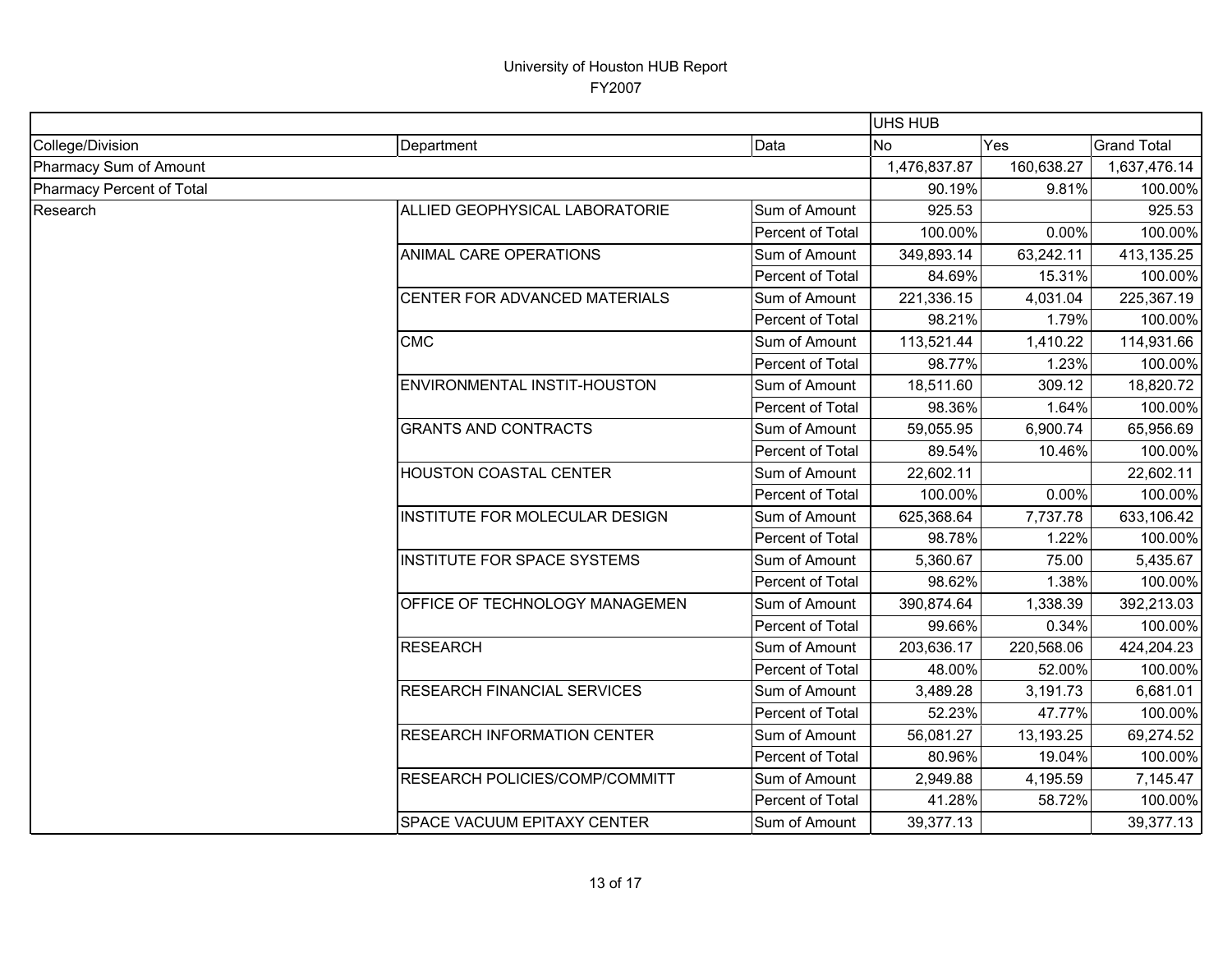University of Houston HUB Report
FY2007

| | | | UHS HUB | | |
|---|---|---|---|---|---|
| College/Division | Department | Data | No | Yes | Grand Total |
| Pharmacy Sum of Amount | | | 1,476,837.87 | 160,638.27 | 1,637,476.14 |
| Pharmacy Percent of Total | | | 90.19% | 9.81% | 100.00% |
| Research | ALLIED GEOPHYSICAL LABORATORIE | Sum of Amount | 925.53 | | 925.53 |
| | | Percent of Total | 100.00% | 0.00% | 100.00% |
| | ANIMAL CARE OPERATIONS | Sum of Amount | 349,893.14 | 63,242.11 | 413,135.25 |
| | | Percent of Total | 84.69% | 15.31% | 100.00% |
| | CENTER FOR ADVANCED MATERIALS | Sum of Amount | 221,336.15 | 4,031.04 | 225,367.19 |
| | | Percent of Total | 98.21% | 1.79% | 100.00% |
| | CMC | Sum of Amount | 113,521.44 | 1,410.22 | 114,931.66 |
| | | Percent of Total | 98.77% | 1.23% | 100.00% |
| | ENVIRONMENTAL INSTIT-HOUSTON | Sum of Amount | 18,511.60 | 309.12 | 18,820.72 |
| | | Percent of Total | 98.36% | 1.64% | 100.00% |
| | GRANTS AND CONTRACTS | Sum of Amount | 59,055.95 | 6,900.74 | 65,956.69 |
| | | Percent of Total | 89.54% | 10.46% | 100.00% |
| | HOUSTON COASTAL CENTER | Sum of Amount | 22,602.11 | | 22,602.11 |
| | | Percent of Total | 100.00% | 0.00% | 100.00% |
| | INSTITUTE FOR MOLECULAR DESIGN | Sum of Amount | 625,368.64 | 7,737.78 | 633,106.42 |
| | | Percent of Total | 98.78% | 1.22% | 100.00% |
| | INSTITUTE FOR SPACE SYSTEMS | Sum of Amount | 5,360.67 | 75.00 | 5,435.67 |
| | | Percent of Total | 98.62% | 1.38% | 100.00% |
| | OFFICE OF TECHNOLOGY MANAGEMEN | Sum of Amount | 390,874.64 | 1,338.39 | 392,213.03 |
| | | Percent of Total | 99.66% | 0.34% | 100.00% |
| | RESEARCH | Sum of Amount | 203,636.17 | 220,568.06 | 424,204.23 |
| | | Percent of Total | 48.00% | 52.00% | 100.00% |
| | RESEARCH FINANCIAL SERVICES | Sum of Amount | 3,489.28 | 3,191.73 | 6,681.01 |
| | | Percent of Total | 52.23% | 47.77% | 100.00% |
| | RESEARCH INFORMATION CENTER | Sum of Amount | 56,081.27 | 13,193.25 | 69,274.52 |
| | | Percent of Total | 80.96% | 19.04% | 100.00% |
| | RESEARCH POLICIES/COMP/COMMITT | Sum of Amount | 2,949.88 | 4,195.59 | 7,145.47 |
| | | Percent of Total | 41.28% | 58.72% | 100.00% |
| | SPACE VACUUM EPITAXY CENTER | Sum of Amount | 39,377.13 | | 39,377.13 |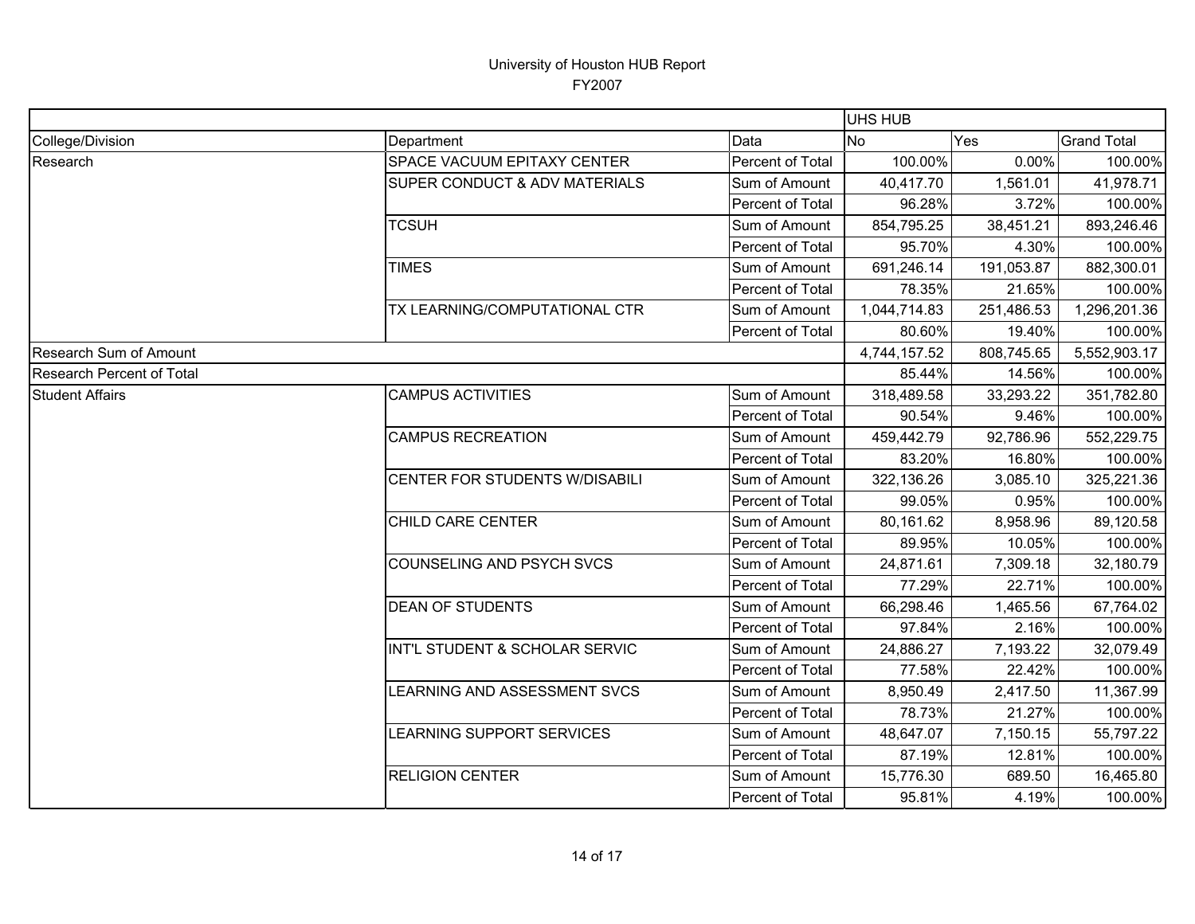# University of Houston HUB Report
## FY2007

| | | | UHS HUB | | |
|---|---|---|---|---|---|
| College/Division | Department | Data | No | Yes | Grand Total |
| Research | SPACE VACUUM EPITAXY CENTER | Percent of Total | 100.00% | 0.00% | 100.00% |
| | SUPER CONDUCT & ADV MATERIALS | Sum of Amount | 40,417.70 | 1,561.01 | 41,978.71 |
| | | Percent of Total | 96.28% | 3.72% | 100.00% |
| | TCSUH | Sum of Amount | 854,795.25 | 38,451.21 | 893,246.46 |
| | | Percent of Total | 95.70% | 4.30% | 100.00% |
| | TIMES | Sum of Amount | 691,246.14 | 191,053.87 | 882,300.01 |
| | | Percent of Total | 78.35% | 21.65% | 100.00% |
| | TX LEARNING/COMPUTATIONAL CTR | Sum of Amount | 1,044,714.83 | 251,486.53 | 1,296,201.36 |
| | | Percent of Total | 80.60% | 19.40% | 100.00% |
| Research Sum of Amount | | | 4,744,157.52 | 808,745.65 | 5,552,903.17 |
| Research Percent of Total | | | 85.44% | 14.56% | 100.00% |
| Student Affairs | CAMPUS ACTIVITIES | Sum of Amount | 318,489.58 | 33,293.22 | 351,782.80 |
| | | Percent of Total | 90.54% | 9.46% | 100.00% |
| | CAMPUS RECREATION | Sum of Amount | 459,442.79 | 92,786.96 | 552,229.75 |
| | | Percent of Total | 83.20% | 16.80% | 100.00% |
| | CENTER FOR STUDENTS W/DISABILI | Sum of Amount | 322,136.26 | 3,085.10 | 325,221.36 |
| | | Percent of Total | 99.05% | 0.95% | 100.00% |
| | CHILD CARE CENTER | Sum of Amount | 80,161.62 | 8,958.96 | 89,120.58 |
| | | Percent of Total | 89.95% | 10.05% | 100.00% |
| | COUNSELING AND PSYCH SVCS | Sum of Amount | 24,871.61 | 7,309.18 | 32,180.79 |
| | | Percent of Total | 77.29% | 22.71% | 100.00% |
| | DEAN OF STUDENTS | Sum of Amount | 66,298.46 | 1,465.56 | 67,764.02 |
| | | Percent of Total | 97.84% | 2.16% | 100.00% |
| | INT'L STUDENT & SCHOLAR SERVIC | Sum of Amount | 24,886.27 | 7,193.22 | 32,079.49 |
| | | Percent of Total | 77.58% | 22.42% | 100.00% |
| | LEARNING AND ASSESSMENT SVCS | Sum of Amount | 8,950.49 | 2,417.50 | 11,367.99 |
| | | Percent of Total | 78.73% | 21.27% | 100.00% |
| | LEARNING SUPPORT SERVICES | Sum of Amount | 48,647.07 | 7,150.15 | 55,797.22 |
| | | Percent of Total | 87.19% | 12.81% | 100.00% |
| | RELIGION CENTER | Sum of Amount | 15,776.30 | 689.50 | 16,465.80 |
| | | Percent of Total | 95.81% | 4.19% | 100.00% |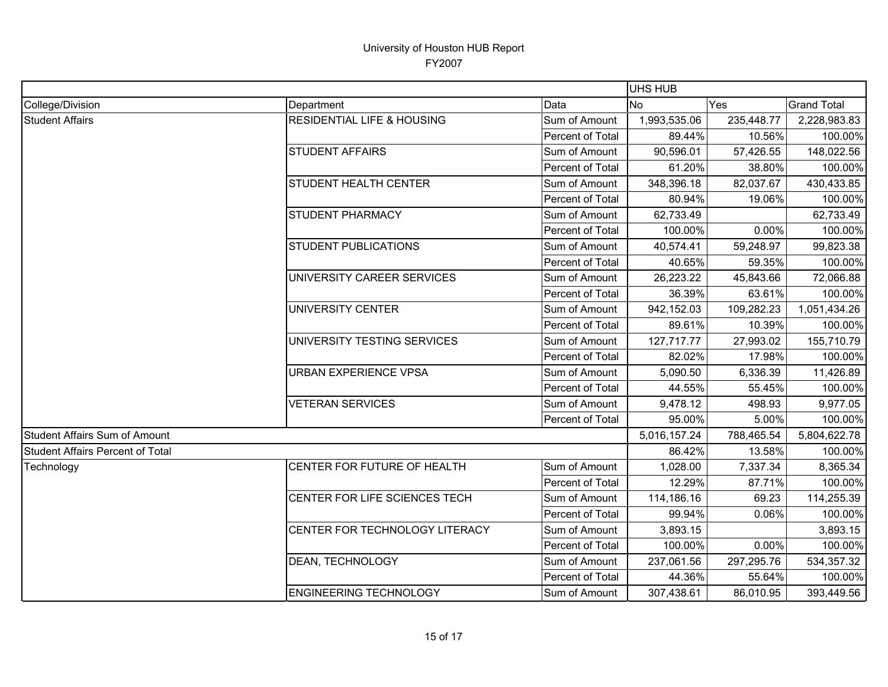# University of Houston HUB Report
FY2007

| | | | UHS HUB | | |
|---|---|---|---|---|---|
| College/Division | Department | Data | No | Yes | Grand Total |
| Student Affairs | RESIDENTIAL LIFE & HOUSING | Sum of Amount | 1,993,535.06 | 235,448.77 | 2,228,983.83 |
| | | Percent of Total | 89.44% | 10.56% | 100.00% |
| | STUDENT AFFAIRS | Sum of Amount | 90,596.01 | 57,426.55 | 148,022.56 |
| | | Percent of Total | 61.20% | 38.80% | 100.00% |
| | STUDENT HEALTH CENTER | Sum of Amount | 348,396.18 | 82,037.67 | 430,433.85 |
| | | Percent of Total | 80.94% | 19.06% | 100.00% |
| | STUDENT PHARMACY | Sum of Amount | 62,733.49 | | 62,733.49 |
| | | Percent of Total | 100.00% | 0.00% | 100.00% |
| | STUDENT PUBLICATIONS | Sum of Amount | 40,574.41 | 59,248.97 | 99,823.38 |
| | | Percent of Total | 40.65% | 59.35% | 100.00% |
| | UNIVERSITY CAREER SERVICES | Sum of Amount | 26,223.22 | 45,843.66 | 72,066.88 |
| | | Percent of Total | 36.39% | 63.61% | 100.00% |
| | UNIVERSITY CENTER | Sum of Amount | 942,152.03 | 109,282.23 | 1,051,434.26 |
| | | Percent of Total | 89.61% | 10.39% | 100.00% |
| | UNIVERSITY TESTING SERVICES | Sum of Amount | 127,717.77 | 27,993.02 | 155,710.79 |
| | | Percent of Total | 82.02% | 17.98% | 100.00% |
| | URBAN EXPERIENCE VPSA | Sum of Amount | 5,090.50 | 6,336.39 | 11,426.89 |
| | | Percent of Total | 44.55% | 55.45% | 100.00% |
| | VETERAN SERVICES | Sum of Amount | 9,478.12 | 498.93 | 9,977.05 |
| | | Percent of Total | 95.00% | 5.00% | 100.00% |
| Student Affairs Sum of Amount | | | 5,016,157.24 | 788,465.54 | 5,804,622.78 |
| Student Affairs Percent of Total | | | 86.42% | 13.58% | 100.00% |
| Technology | CENTER FOR FUTURE OF HEALTH | Sum of Amount | 1,028.00 | 7,337.34 | 8,365.34 |
| | | Percent of Total | 12.29% | 87.71% | 100.00% |
| | CENTER FOR LIFE SCIENCES TECH | Sum of Amount | 114,186.16 | 69.23 | 114,255.39 |
| | | Percent of Total | 99.94% | 0.06% | 100.00% |
| | CENTER FOR TECHNOLOGY LITERACY | Sum of Amount | 3,893.15 | | 3,893.15 |
| | | Percent of Total | 100.00% | 0.00% | 100.00% |
| | DEAN, TECHNOLOGY | Sum of Amount | 237,061.56 | 297,295.76 | 534,357.32 |
| | | Percent of Total | 44.36% | 55.64% | 100.00% |
| | ENGINEERING TECHNOLOGY | Sum of Amount | 307,438.61 | 86,010.95 | 393,449.56 |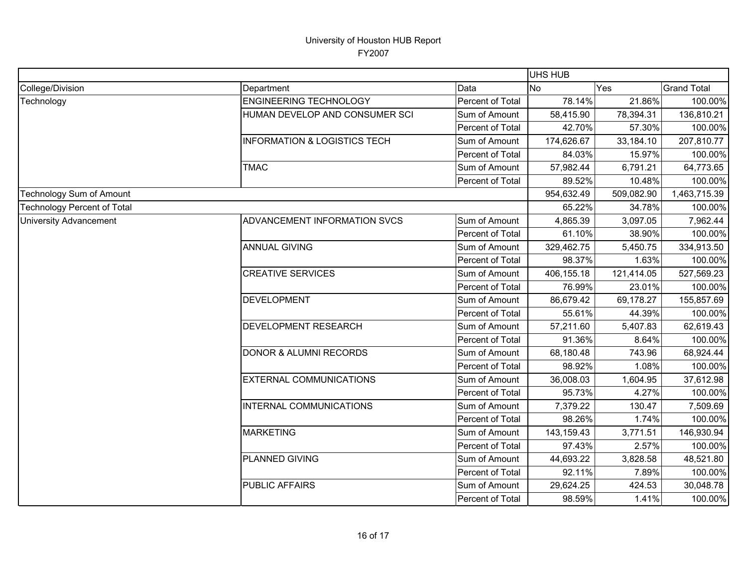# University of Houston HUB Report
## FY2007

| | | | UHS HUB | | |
|---|---|---|---|---|---|
| College/Division | Department | Data | No | Yes | Grand Total |
| Technology | ENGINEERING TECHNOLOGY | Percent of Total | 78.14% | 21.86% | 100.00% |
| | HUMAN DEVELOP AND CONSUMER SCI | Sum of Amount | 58,415.90 | 78,394.31 | 136,810.21 |
| | | Percent of Total | 42.70% | 57.30% | 100.00% |
| | INFORMATION & LOGISTICS TECH | Sum of Amount | 174,626.67 | 33,184.10 | 207,810.77 |
| | | Percent of Total | 84.03% | 15.97% | 100.00% |
| | TMAC | Sum of Amount | 57,982.44 | 6,791.21 | 64,773.65 |
| | | Percent of Total | 89.52% | 10.48% | 100.00% |
| Technology Sum of Amount | | | 954,632.49 | 509,082.90 | 1,463,715.39 |
| Technology Percent of Total | | | 65.22% | 34.78% | 100.00% |
| University Advancement | ADVANCEMENT INFORMATION SVCS | Sum of Amount | 4,865.39 | 3,097.05 | 7,962.44 |
| | | Percent of Total | 61.10% | 38.90% | 100.00% |
| | ANNUAL GIVING | Sum of Amount | 329,462.75 | 5,450.75 | 334,913.50 |
| | | Percent of Total | 98.37% | 1.63% | 100.00% |
| | CREATIVE SERVICES | Sum of Amount | 406,155.18 | 121,414.05 | 527,569.23 |
| | | Percent of Total | 76.99% | 23.01% | 100.00% |
| | DEVELOPMENT | Sum of Amount | 86,679.42 | 69,178.27 | 155,857.69 |
| | | Percent of Total | 55.61% | 44.39% | 100.00% |
| | DEVELOPMENT RESEARCH | Sum of Amount | 57,211.60 | 5,407.83 | 62,619.43 |
| | | Percent of Total | 91.36% | 8.64% | 100.00% |
| | DONOR & ALUMNI RECORDS | Sum of Amount | 68,180.48 | 743.96 | 68,924.44 |
| | | Percent of Total | 98.92% | 1.08% | 100.00% |
| | EXTERNAL COMMUNICATIONS | Sum of Amount | 36,008.03 | 1,604.95 | 37,612.98 |
| | | Percent of Total | 95.73% | 4.27% | 100.00% |
| | INTERNAL COMMUNICATIONS | Sum of Amount | 7,379.22 | 130.47 | 7,509.69 |
| | | Percent of Total | 98.26% | 1.74% | 100.00% |
| | MARKETING | Sum of Amount | 143,159.43 | 3,771.51 | 146,930.94 |
| | | Percent of Total | 97.43% | 2.57% | 100.00% |
| | PLANNED GIVING | Sum of Amount | 44,693.22 | 3,828.58 | 48,521.80 |
| | | Percent of Total | 92.11% | 7.89% | 100.00% |
| | PUBLIC AFFAIRS | Sum of Amount | 29,624.25 | 424.53 | 30,048.78 |
| | | Percent of Total | 98.59% | 1.41% | 100.00% |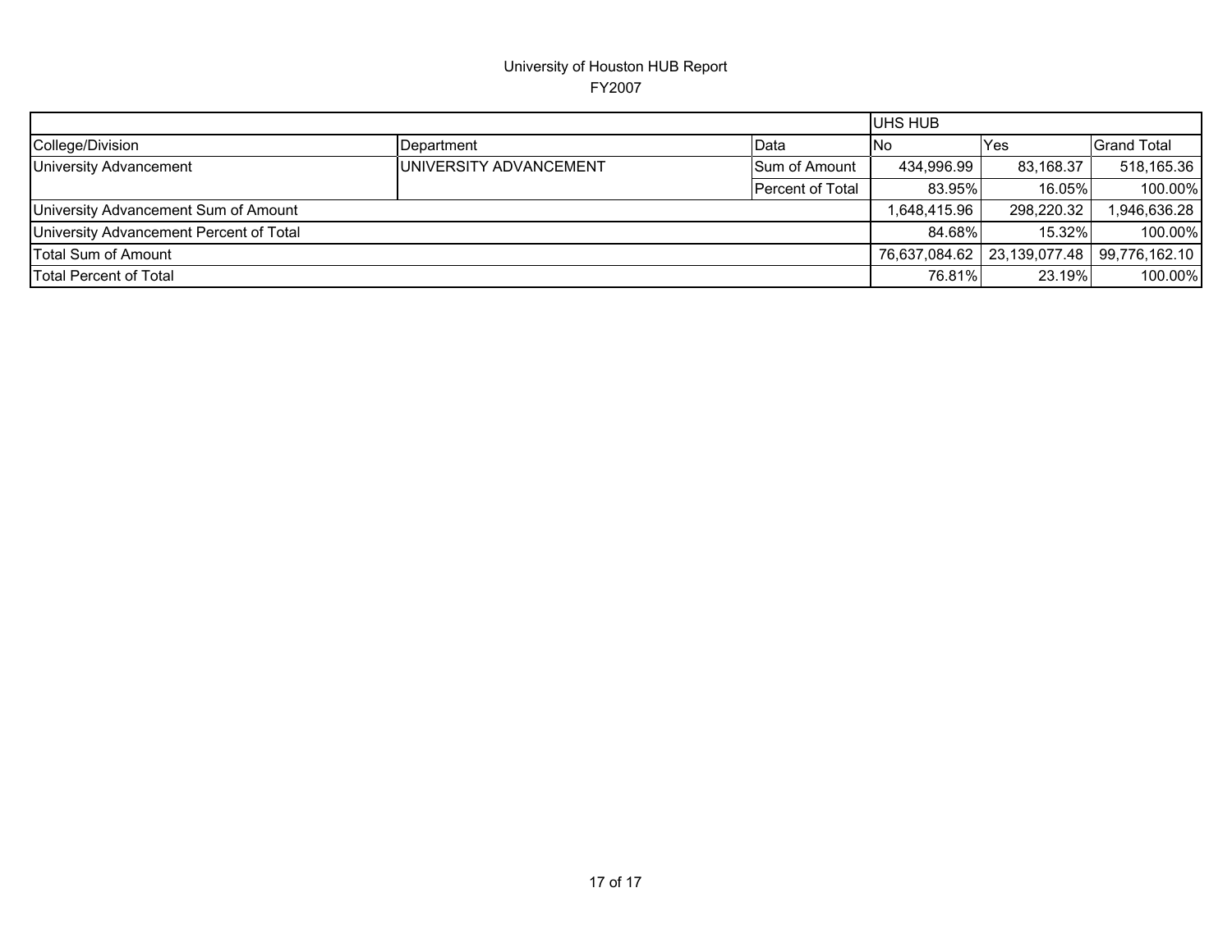University of Houston HUB Report
FY2007

| | | | UHS HUB | | |
|---|---|---|---|---|---|
| College/Division | Department | Data | No | Yes | Grand Total |
| University Advancement | UNIVERSITY ADVANCEMENT | Sum of Amount | 434,996.99 | 83,168.37 | 518,165.36 |
| | | Percent of Total | 83.95% | 16.05% | 100.00% |
| University Advancement Sum of Amount | | | 1,648,415.96 | 298,220.32 | 1,946,636.28 |
| University Advancement Percent of Total | | | 84.68% | 15.32% | 100.00% |
| Total Sum of Amount | | | 76,637,084.62 | 23,139,077.48 | 99,776,162.10 |
| Total Percent of Total | | | 76.81% | 23.19% | 100.00% |